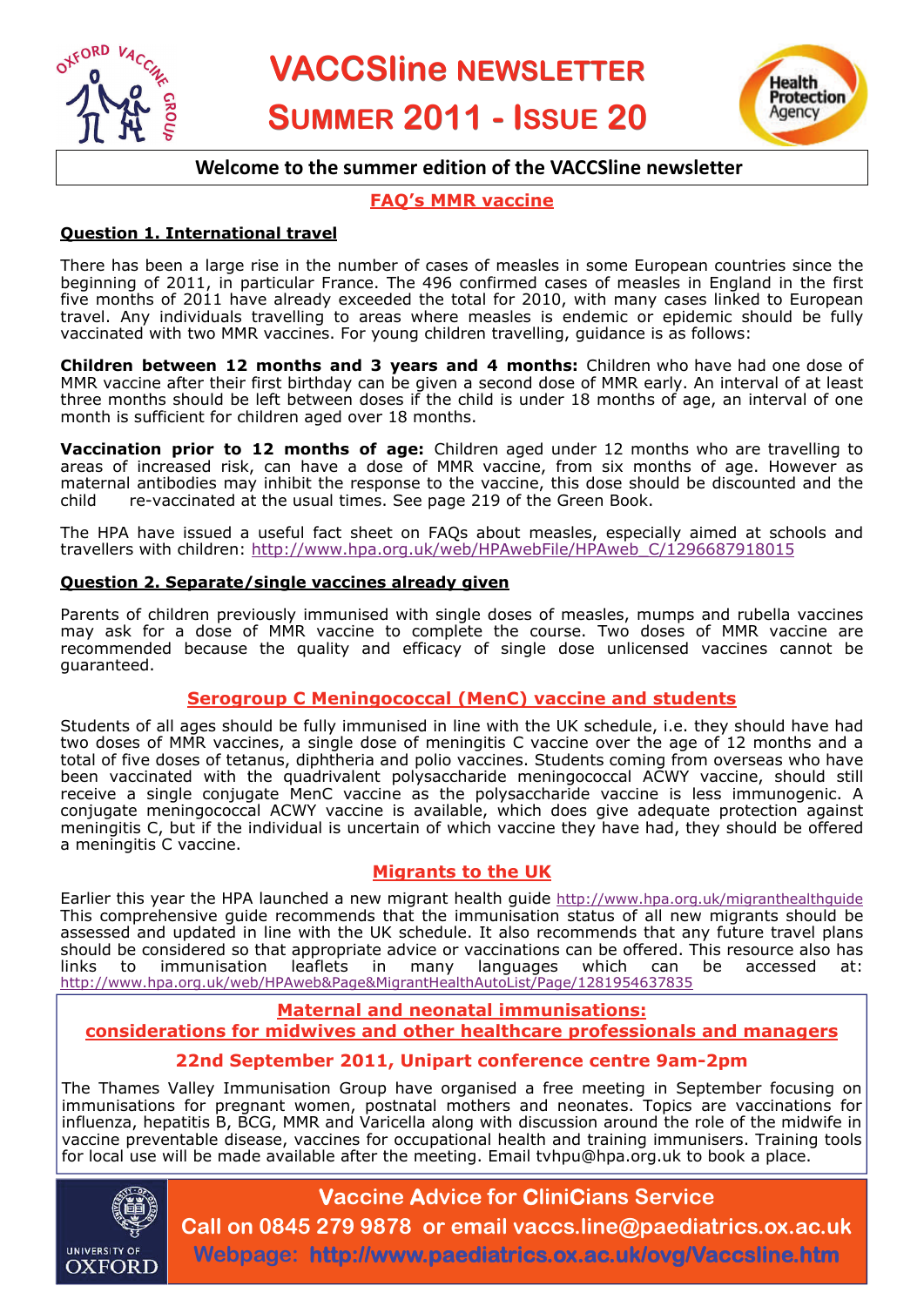# VACCSline NEWSLETTER

# SUMMER 2011 - ISSUE 20

**Welcome to the summer edition of the VACCSline newsletter**

## FAQ's MMR vaccine

### Question 1. International travel

There has been a large rise in the number of cases of measles in some European countries since the beginning of 2011, in particular France. The 496 confirmed cases of measles in England in the first five months of 2011 have already exceeded the total for 2010, with many cases linked to European travel. Any individuals travelling to areas where measles is endemic or epidemic should be fully vaccinated with two MMR vaccines. For young children travelling, guidance is as follows:

**Children between 12 months and 3 years and 4 months:** Children who have had one dose of MMR vaccine after their first birthday can be given a second dose of MMR early. An interval of at least three months should be left between doses if the child is under 18 months of age, an interval of one month is sufficient for children aged over 18 months.

**Vaccination prior to 12 months of age:** Children aged under 12 months who are travelling to areas of increased risk, can have a dose of MMR vaccine, from six months of age. However as maternal antibodies may inhibit the response to the vaccine, this dose should be discounted and the child re-vaccinated at the usual times. See page 219 of the Green Book.

The HPA have issued a useful fact sheet on FAQs about measles, especially aimed at schools and travellers with children: http://www.hpa.org.uk/web/HPAwebFile/HPAweb_C/1296687918015

### Question 2. Separate/single vaccines already given

Parents of children previously immunised with single doses of measles, mumps and rubella vaccines may ask for a dose of MMR vaccine to complete the course. Two doses of MMR vaccine are recommended because the quality and efficacy of single dose unlicensed vaccines cannot be guaranteed.

## Serogroup C Meningococcal (MenC) vaccine and students

Students of all ages should be fully immunised in line with the UK schedule, i.e. they should have had two doses of MMR vaccines, a single dose of meningitis C vaccine over the age of 12 months and a total of five doses of tetanus, diphtheria and polio vaccines. Students coming from overseas who have been vaccinated with the quadrivalent polysaccharide meningococcal ACWY vaccine, should still receive a single conjugate MenC vaccine as the polysaccharide vaccine is less immunogenic. A conjugate meningococcal ACWY vaccine is available, which does give adequate protection against meningitis C, but if the individual is uncertain of which vaccine they have had, they should be offered a meningitis C vaccine.

## Migrants to the UK

Earlier this year the HPA launched a new migrant health guide http://www.hpa.org.uk/migranthealthguide This comprehensive guide recommends that the immunisation status of all new migrants should be assessed and updated in line with the UK schedule. It also recommends that any future travel plans should be considered so that appropriate advice or vaccinations can be offered. This resource also has links to immunisation leaflets in many languages which can be accessed at: http://www.hpa.org.uk/web/HPAweb&Page&MigrantHealthAutoList/Page/1281954637835

## Maternal and neonatal immunisations: considerations for midwives and other healthcare professionals and managers

**22nd September 2011, Unipart conference centre 9am-2pm**

The Thames Valley Immunisation Group have organised a free meeting in September focusing on immunisations for pregnant women, postnatal mothers and neonates. Topics are vaccinations for influenza, hepatitis B, BCG, MMR and Varicella along with discussion around the role of the midwife in vaccine preventable disease, vaccines for occupational health and training immunisers. Training tools for local use will be made available after the meeting. Email tvhpu@hpa.org.uk to book a place.

**Vaccine Advice for CliniCians Service**

**Call on 0845 279 9878 or email vaccs.line@paediatrics.ox.ac.uk**

**Webpage: http://www.paediatrics.ox.ac.uk/ovg/Vaccsline.htm**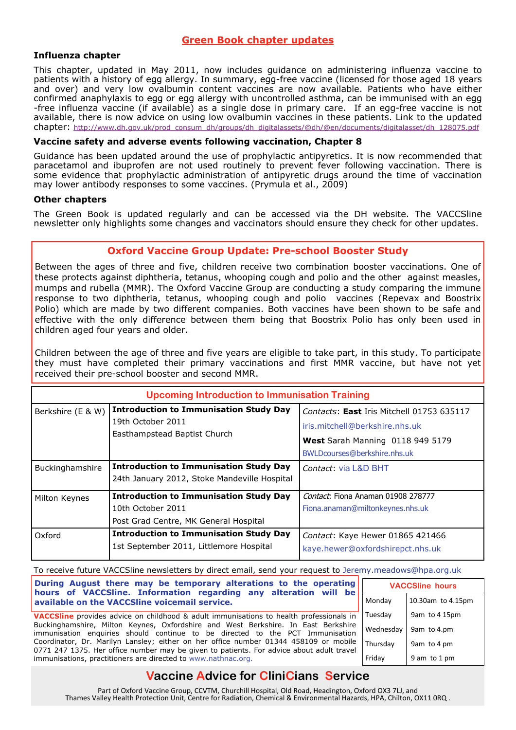## Green Book chapter updates

### Influenza chapter

This chapter, updated in May 2011, now includes guidance on administering influenza vaccine to patients with a history of egg allergy. In summary, egg-free vaccine (licensed for those aged 18 years and over) and very low ovalbumin content vaccines are now available. Patients who have either confirmed anaphylaxis to egg or egg allergy with uncontrolled asthma, can be immunised with an egg -free influenza vaccine (if available) as a single dose in primary care. If an egg-free vaccine is not available, there is now advice on using low ovalbumin vaccines in these patients. Link to the updated chapter: http://www.dh.gov.uk/prod_consum_dh/groups/dh_digitalassets/@dh/@en/documents/digitalasset/dh_128075.pdf

### Vaccine safety and adverse events following vaccination, Chapter 8

Guidance has been updated around the use of prophylactic antipyretics. It is now recommended that paracetamol and ibuprofen are not used routinely to prevent fever following vaccination. There is some evidence that prophylactic administration of antipyretic drugs around the time of vaccination may lower antibody responses to some vaccines. (Prymula et al., 2009)

### Other chapters

The Green Book is updated regularly and can be accessed via the DH website. The VACCSline newsletter only highlights some changes and vaccinators should ensure they check for other updates.

## Oxford Vaccine Group Update: Pre-school Booster Study

Between the ages of three and five, children receive two combination booster vaccinations. One of these protects against diphtheria, tetanus, whooping cough and polio and the other against measles, mumps and rubella (MMR). The Oxford Vaccine Group are conducting a study comparing the immune response to two diphtheria, tetanus, whooping cough and polio vaccines (Repevax and Boostrix Polio) which are made by two different companies. Both vaccines have been shown to be safe and effective with the only difference between them being that Boostrix Polio has only been used in children aged four years and older.

Children between the age of three and five years are eligible to take part, in this study. To participate they must have completed their primary vaccinations and first MMR vaccine, but have not yet received their pre-school booster and second MMR.

## Upcoming Introduction to Immunisation Training

| | | |
|---|---|---|
| Berkshire (E & W) | **Introduction to Immunisation Study Day**<br>19th October 2011<br>Easthampstead Baptist Church | *Contacts*: **East** Iris Mitchell 01753 635117<br>iris.mitchell@berkshire.nhs.uk<br>**West** Sarah Manning 0118 949 5179<br>BWLDcourses@berkshire.nhs.uk |
| Buckinghamshire | **Introduction to Immunisation Study Day**<br>24th January 2012, Stoke Mandeville Hospital | *Contact*: via L&D BHT |
| Milton Keynes | **Introduction to Immunisation Study Day**<br>10th October 2011<br>Post Grad Centre, MK General Hospital | *Contact*: Fiona Anaman 01908 278777<br>Fiona.anaman@miltonkeynes.nhs.uk |
| Oxford | **Introduction to Immunisation Study Day**<br>1st September 2011, Littlemore Hospital | *Contact*: Kaye Hewer 01865 421466<br>kaye.hewer@oxfordshirepct.nhs.uk |

To receive future VACCSline newsletters by direct email, send your request to Jeremy.meadows@hpa.org.uk

**During August there may be temporary alterations to the operating hours of VACCSline. Information regarding any alteration will be available on the VACCSline voicemail service.**

**VACCSline** provides advice on childhood & adult immunisations to health professionals in Buckinghamshire, Milton Keynes, Oxfordshire and West Berkshire. In East Berkshire immunisation enquiries should continue to be directed to the PCT Immunisation Coordinator, Dr. Marilyn Lansley; either on her office number 01344 458109 or mobile 0771 247 1375. Her office number may be given to patients. For advice about adult travel immunisations, practitioners are directed to www.nathnac.org.

| VACCSline hours | |
|---|---|
| Monday | 10.30am to 4.15pm |
| Tuesday | 9am to 4 15pm |
| Wednesday | 9am to 4.pm |
| Thursday | 9am to 4 pm |
| Friday | 9 am to 1 pm |

## Vaccine Advice for CliniCians Service

Part of Oxford Vaccine Group, CCVTM, Churchill Hospital, Old Road, Headington, Oxford OX3 7LJ, and Thames Valley Health Protection Unit, Centre for Radiation, Chemical & Environmental Hazards, HPA, Chilton, OX11 0RQ .